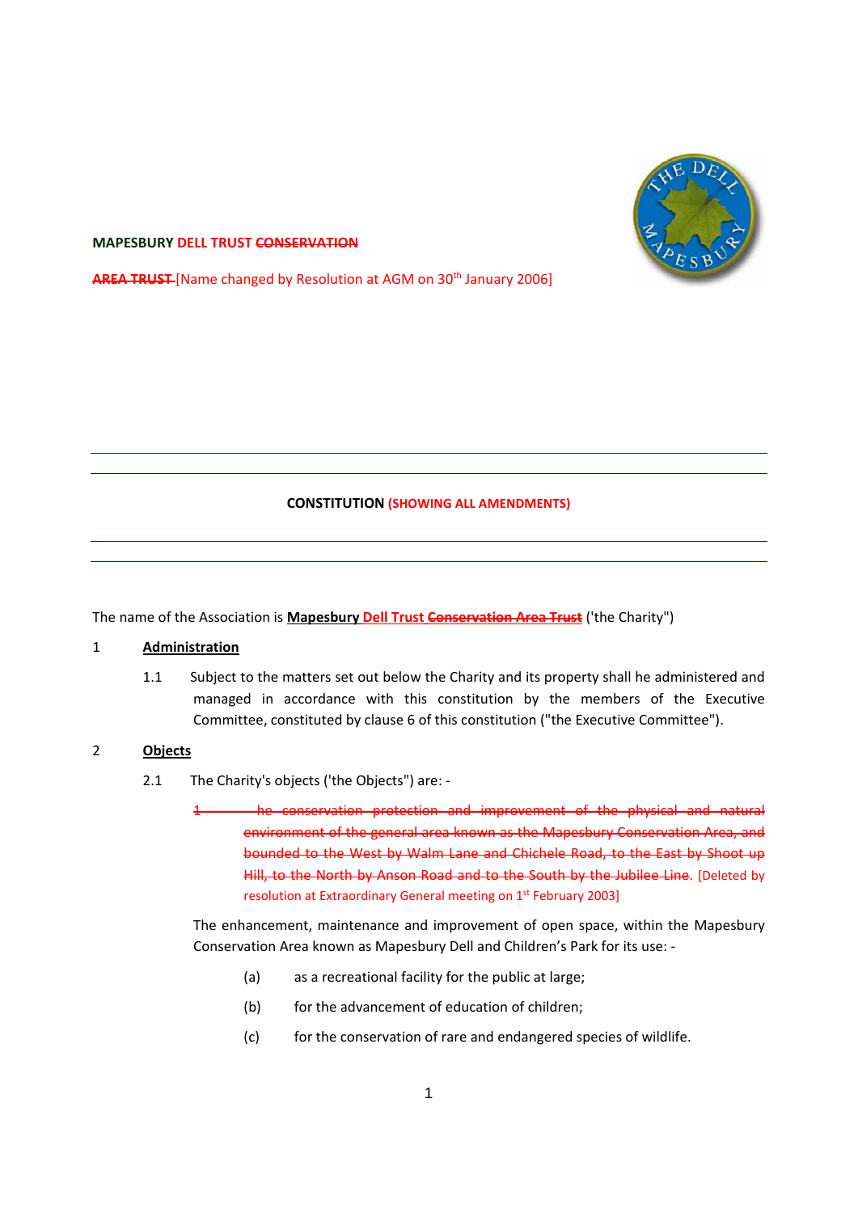**MAPESBURY DELL TRUST ~~CONSERVATION~~**

**~~AREA TRUST~~** [Name changed by Resolution at AGM on 30th January 2006]

---

**CONSTITUTION (SHOWING ALL AMENDMENTS)**

---

The name of the Association is **Mapesbury Dell Trust ~~Conservation Area Trust~~** ('the Charity")

1 **Administration**

1.1 Subject to the matters set out below the Charity and its property shall he administered and managed in accordance with this constitution by the members of the Executive Committee, constituted by clause 6 of this constitution ("the Executive Committee").

2 **Objects**

2.1 The Charity's objects ('the Objects") are: -

~~1 he conservation protection and improvement of the physical and natural environment of the general area known as the Mapesbury Conservation Area, and bounded to the West by Walm Lane and Chichele Road, to the East by Shoot up Hill, to the North by Anson Road and to the South by the Jubilee Line.~~ [Deleted by resolution at Extraordinary General meeting on 1st February 2003]

The enhancement, maintenance and improvement of open space, within the Mapesbury Conservation Area known as Mapesbury Dell and Children's Park for its use: -

(a) as a recreational facility for the public at large;

(b) for the advancement of education of children;

(c) for the conservation of rare and endangered species of wildlife.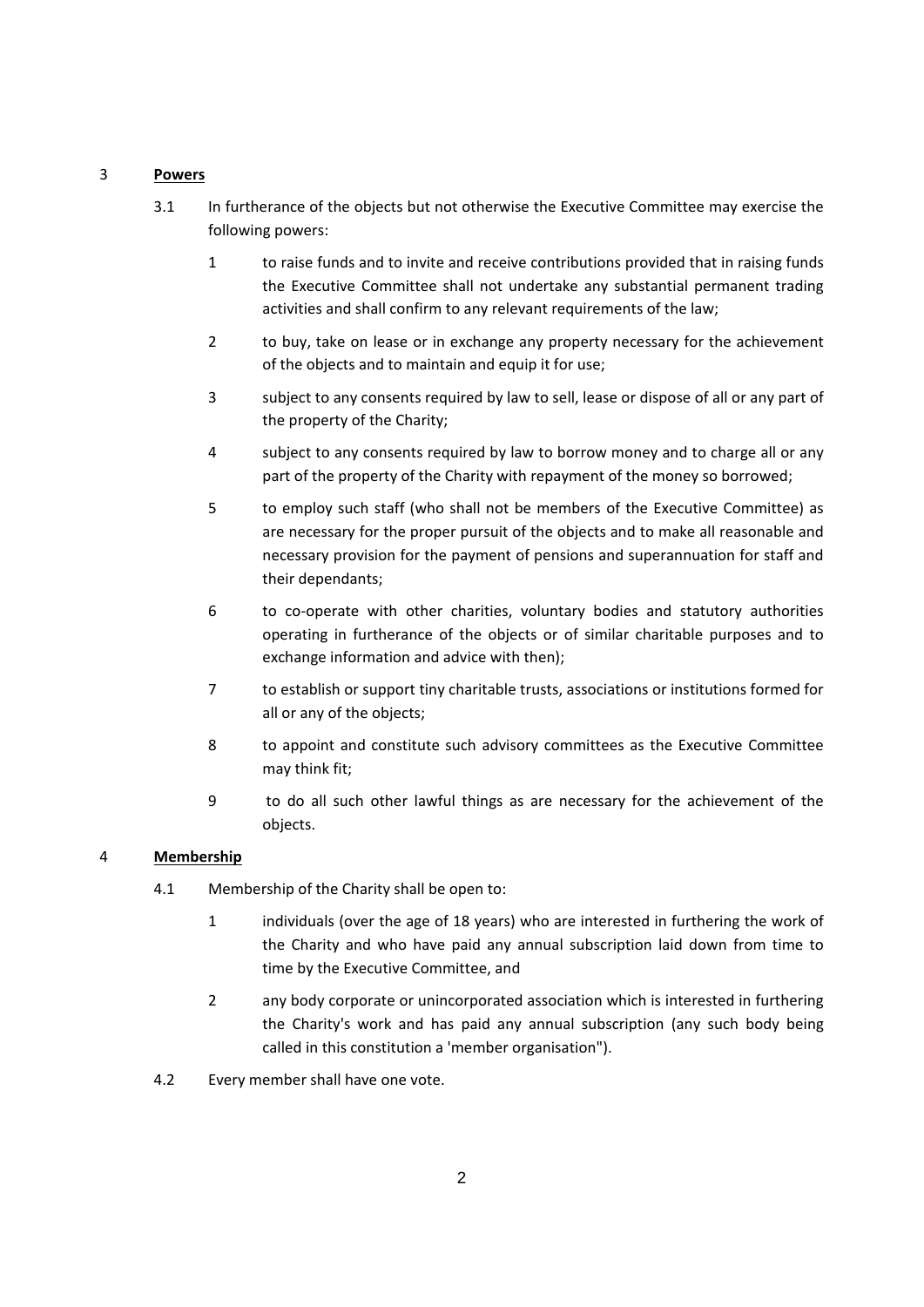## 3 **Powers**

3.1 In furtherance of the objects but not otherwise the Executive Committee may exercise the following powers:

1 to raise funds and to invite and receive contributions provided that in raising funds the Executive Committee shall not undertake any substantial permanent trading activities and shall confirm to any relevant requirements of the law;

2 to buy, take on lease or in exchange any property necessary for the achievement of the objects and to maintain and equip it for use;

3 subject to any consents required by law to sell, lease or dispose of all or any part of the property of the Charity;

4 subject to any consents required by law to borrow money and to charge all or any part of the property of the Charity with repayment of the money so borrowed;

5 to employ such staff (who shall not be members of the Executive Committee) as are necessary for the proper pursuit of the objects and to make all reasonable and necessary provision for the payment of pensions and superannuation for staff and their dependants;

6 to co-operate with other charities, voluntary bodies and statutory authorities operating in furtherance of the objects or of similar charitable purposes and to exchange information and advice with then);

7 to establish or support tiny charitable trusts, associations or institutions formed for all or any of the objects;

8 to appoint and constitute such advisory committees as the Executive Committee may think fit;

9 to do all such other lawful things as are necessary for the achievement of the objects.

## 4 **Membership**

4.1 Membership of the Charity shall be open to:

1 individuals (over the age of 18 years) who are interested in furthering the work of the Charity and who have paid any annual subscription laid down from time to time by the Executive Committee, and

2 any body corporate or unincorporated association which is interested in furthering the Charity's work and has paid any annual subscription (any such body being called in this constitution a 'member organisation").

4.2 Every member shall have one vote.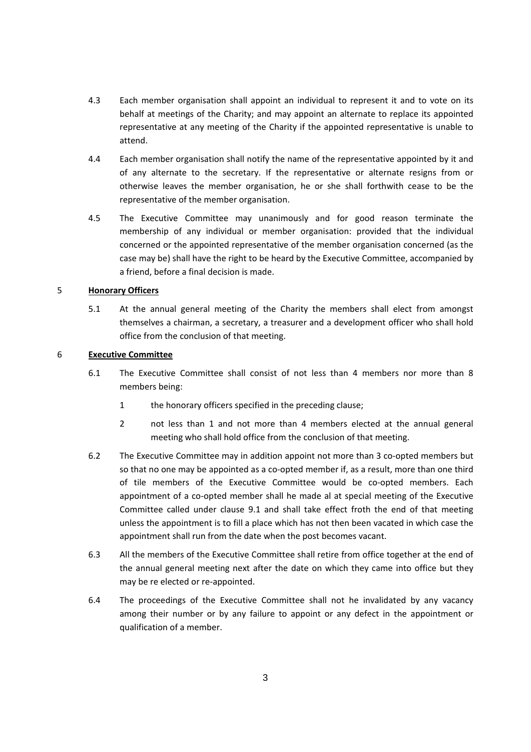4.3 Each member organisation shall appoint an individual to represent it and to vote on its behalf at meetings of the Charity; and may appoint an alternate to replace its appointed representative at any meeting of the Charity if the appointed representative is unable to attend.

4.4 Each member organisation shall notify the name of the representative appointed by it and of any alternate to the secretary. If the representative or alternate resigns from or otherwise leaves the member organisation, he or she shall forthwith cease to be the representative of the member organisation.

4.5 The Executive Committee may unanimously and for good reason terminate the membership of any individual or member organisation: provided that the individual concerned or the appointed representative of the member organisation concerned (as the case may be) shall have the right to be heard by the Executive Committee, accompanied by a friend, before a final decision is made.

5 **Honorary Officers**

5.1 At the annual general meeting of the Charity the members shall elect from amongst themselves a chairman, a secretary, a treasurer and a development officer who shall hold office from the conclusion of that meeting.

6 **Executive Committee**

6.1 The Executive Committee shall consist of not less than 4 members nor more than 8 members being:

1 the honorary officers specified in the preceding clause;

2 not less than 1 and not more than 4 members elected at the annual general meeting who shall hold office from the conclusion of that meeting.

6.2 The Executive Committee may in addition appoint not more than 3 co-opted members but so that no one may be appointed as a co-opted member if, as a result, more than one third of tile members of the Executive Committee would be co-opted members. Each appointment of a co-opted member shall he made al at special meeting of the Executive Committee called under clause 9.1 and shall take effect froth the end of that meeting unless the appointment is to fill a place which has not then been vacated in which case the appointment shall run from the date when the post becomes vacant.

6.3 All the members of the Executive Committee shall retire from office together at the end of the annual general meeting next after the date on which they came into office but they may be re elected or re-appointed.

6.4 The proceedings of the Executive Committee shall not he invalidated by any vacancy among their number or by any failure to appoint or any defect in the appointment or qualification of a member.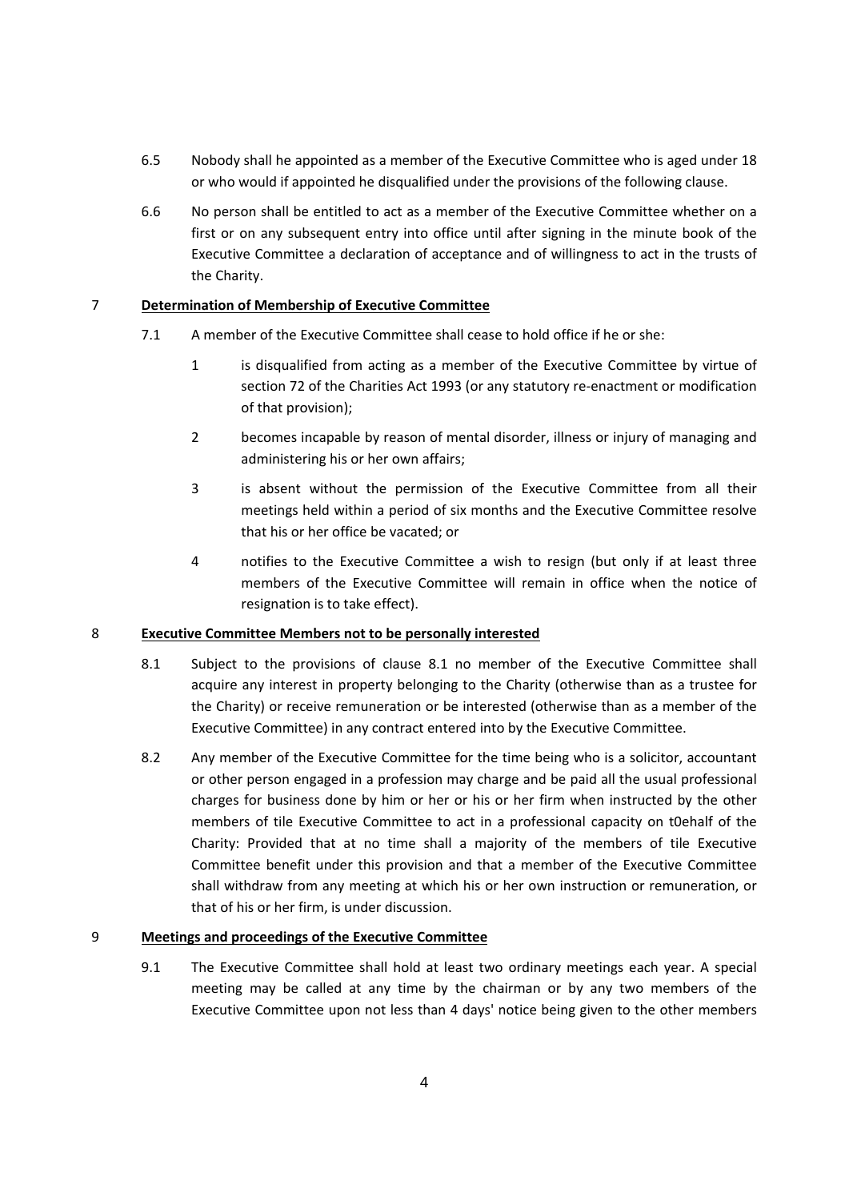6.5 Nobody shall he appointed as a member of the Executive Committee who is aged under 18 or who would if appointed he disqualified under the provisions of the following clause.

6.6 No person shall be entitled to act as a member of the Executive Committee whether on a first or on any subsequent entry into office until after signing in the minute book of the Executive Committee a declaration of acceptance and of willingness to act in the trusts of the Charity.

## 7 Determination of Membership of Executive Committee

7.1 A member of the Executive Committee shall cease to hold office if he or she:

1. is disqualified from acting as a member of the Executive Committee by virtue of section 72 of the Charities Act 1993 (or any statutory re-enactment or modification of that provision);
2. becomes incapable by reason of mental disorder, illness or injury of managing and administering his or her own affairs;
3. is absent without the permission of the Executive Committee from all their meetings held within a period of six months and the Executive Committee resolve that his or her office be vacated; or
4. notifies to the Executive Committee a wish to resign (but only if at least three members of the Executive Committee will remain in office when the notice of resignation is to take effect).

## 8 Executive Committee Members not to be personally interested

8.1 Subject to the provisions of clause 8.1 no member of the Executive Committee shall acquire any interest in property belonging to the Charity (otherwise than as a trustee for the Charity) or receive remuneration or be interested (otherwise than as a member of the Executive Committee) in any contract entered into by the Executive Committee.

8.2 Any member of the Executive Committee for the time being who is a solicitor, accountant or other person engaged in a profession may charge and be paid all the usual professional charges for business done by him or her or his or her firm when instructed by the other members of tile Executive Committee to act in a professional capacity on t0ehalf of the Charity: Provided that at no time shall a majority of the members of tile Executive Committee benefit under this provision and that a member of the Executive Committee shall withdraw from any meeting at which his or her own instruction or remuneration, or that of his or her firm, is under discussion.

## 9 Meetings and proceedings of the Executive Committee

9.1 The Executive Committee shall hold at least two ordinary meetings each year. A special meeting may be called at any time by the chairman or by any two members of the Executive Committee upon not less than 4 days' notice being given to the other members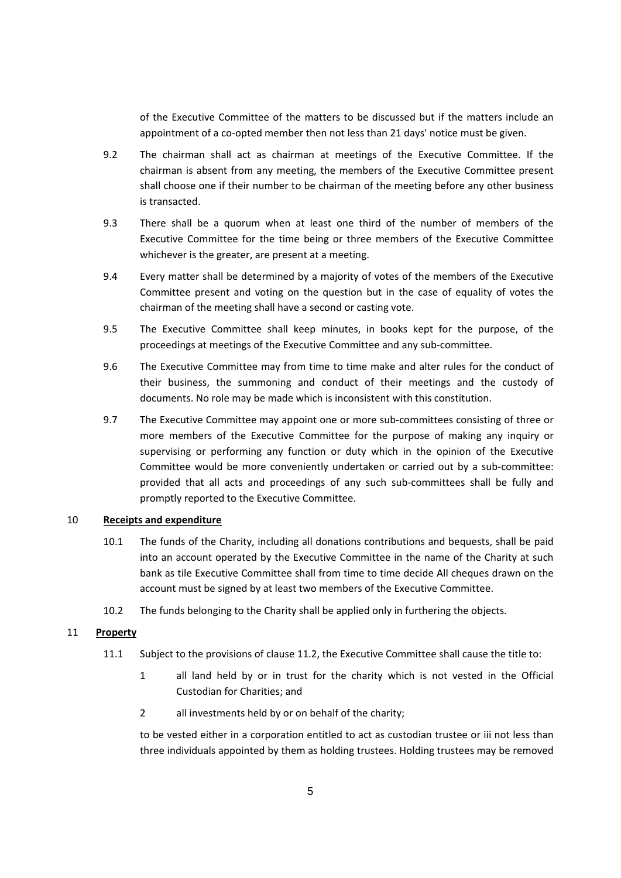of the Executive Committee of the matters to be discussed but if the matters include an appointment of a co-opted member then not less than 21 days' notice must be given.

9.2 The chairman shall act as chairman at meetings of the Executive Committee. If the chairman is absent from any meeting, the members of the Executive Committee present shall choose one if their number to be chairman of the meeting before any other business is transacted.

9.3 There shall be a quorum when at least one third of the number of members of the Executive Committee for the time being or three members of the Executive Committee whichever is the greater, are present at a meeting.

9.4 Every matter shall be determined by a majority of votes of the members of the Executive Committee present and voting on the question but in the case of equality of votes the chairman of the meeting shall have a second or casting vote.

9.5 The Executive Committee shall keep minutes, in books kept for the purpose, of the proceedings at meetings of the Executive Committee and any sub-committee.

9.6 The Executive Committee may from time to time make and alter rules for the conduct of their business, the summoning and conduct of their meetings and the custody of documents. No role may be made which is inconsistent with this constitution.

9.7 The Executive Committee may appoint one or more sub-committees consisting of three or more members of the Executive Committee for the purpose of making any inquiry or supervising or performing any function or duty which in the opinion of the Executive Committee would be more conveniently undertaken or carried out by a sub-committee: provided that all acts and proceedings of any such sub-committees shall be fully and promptly reported to the Executive Committee.

## 10 **Receipts and expenditure**

10.1 The funds of the Charity, including all donations contributions and bequests, shall be paid into an account operated by the Executive Committee in the name of the Charity at such bank as tile Executive Committee shall from time to time decide All cheques drawn on the account must be signed by at least two members of the Executive Committee.

10.2 The funds belonging to the Charity shall be applied only in furthering the objects.

## 11 **Property**

11.1 Subject to the provisions of clause 11.2, the Executive Committee shall cause the title to:

1. all land held by or in trust for the charity which is not vested in the Official Custodian for Charities; and
2. all investments held by or on behalf of the charity;

to be vested either in a corporation entitled to act as custodian trustee or iii not less than three individuals appointed by them as holding trustees. Holding trustees may be removed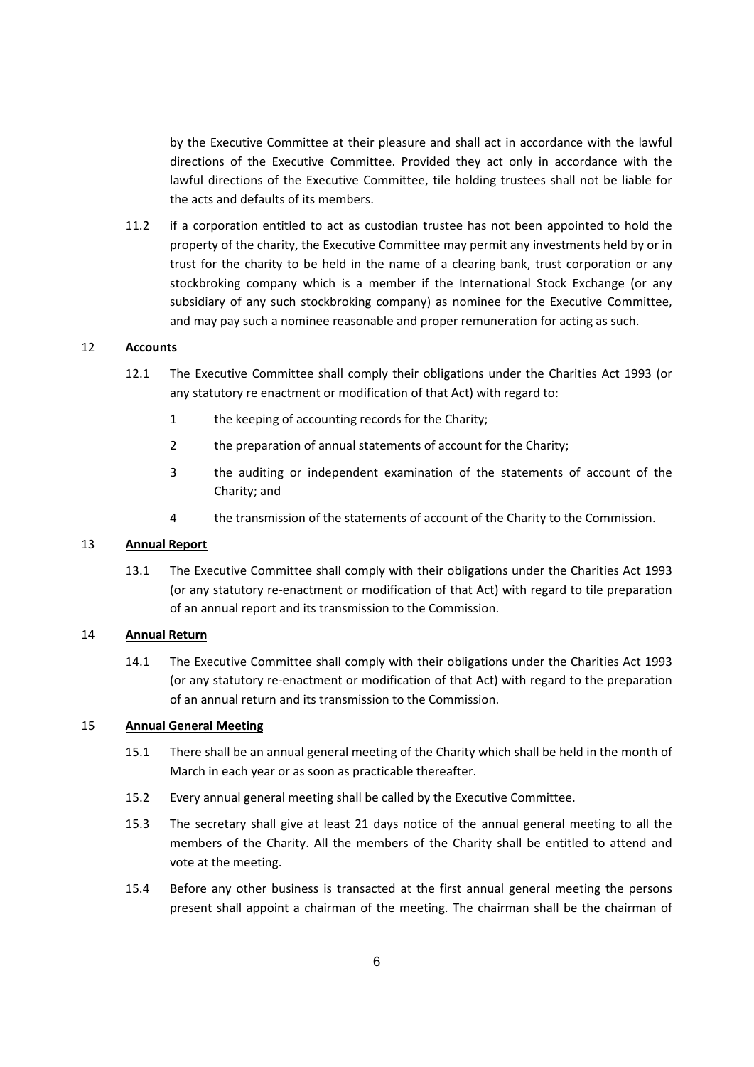by the Executive Committee at their pleasure and shall act in accordance with the lawful directions of the Executive Committee. Provided they act only in accordance with the lawful directions of the Executive Committee, tile holding trustees shall not be liable for the acts and defaults of its members.

11.2 if a corporation entitled to act as custodian trustee has not been appointed to hold the property of the charity, the Executive Committee may permit any investments held by or in trust for the charity to be held in the name of a clearing bank, trust corporation or any stockbroking company which is a member if the International Stock Exchange (or any subsidiary of any such stockbroking company) as nominee for the Executive Committee, and may pay such a nominee reasonable and proper remuneration for acting as such.

## 12 Accounts

12.1 The Executive Committee shall comply their obligations under the Charities Act 1993 (or any statutory re enactment or modification of that Act) with regard to:

1. the keeping of accounting records for the Charity;
2. the preparation of annual statements of account for the Charity;
3. the auditing or independent examination of the statements of account of the Charity; and
4. the transmission of the statements of account of the Charity to the Commission.

## 13 Annual Report

13.1 The Executive Committee shall comply with their obligations under the Charities Act 1993 (or any statutory re-enactment or modification of that Act) with regard to tile preparation of an annual report and its transmission to the Commission.

## 14 Annual Return

14.1 The Executive Committee shall comply with their obligations under the Charities Act 1993 (or any statutory re-enactment or modification of that Act) with regard to the preparation of an annual return and its transmission to the Commission.

## 15 Annual General Meeting

15.1 There shall be an annual general meeting of the Charity which shall be held in the month of March in each year or as soon as practicable thereafter.

15.2 Every annual general meeting shall be called by the Executive Committee.

15.3 The secretary shall give at least 21 days notice of the annual general meeting to all the members of the Charity. All the members of the Charity shall be entitled to attend and vote at the meeting.

15.4 Before any other business is transacted at the first annual general meeting the persons present shall appoint a chairman of the meeting. The chairman shall be the chairman of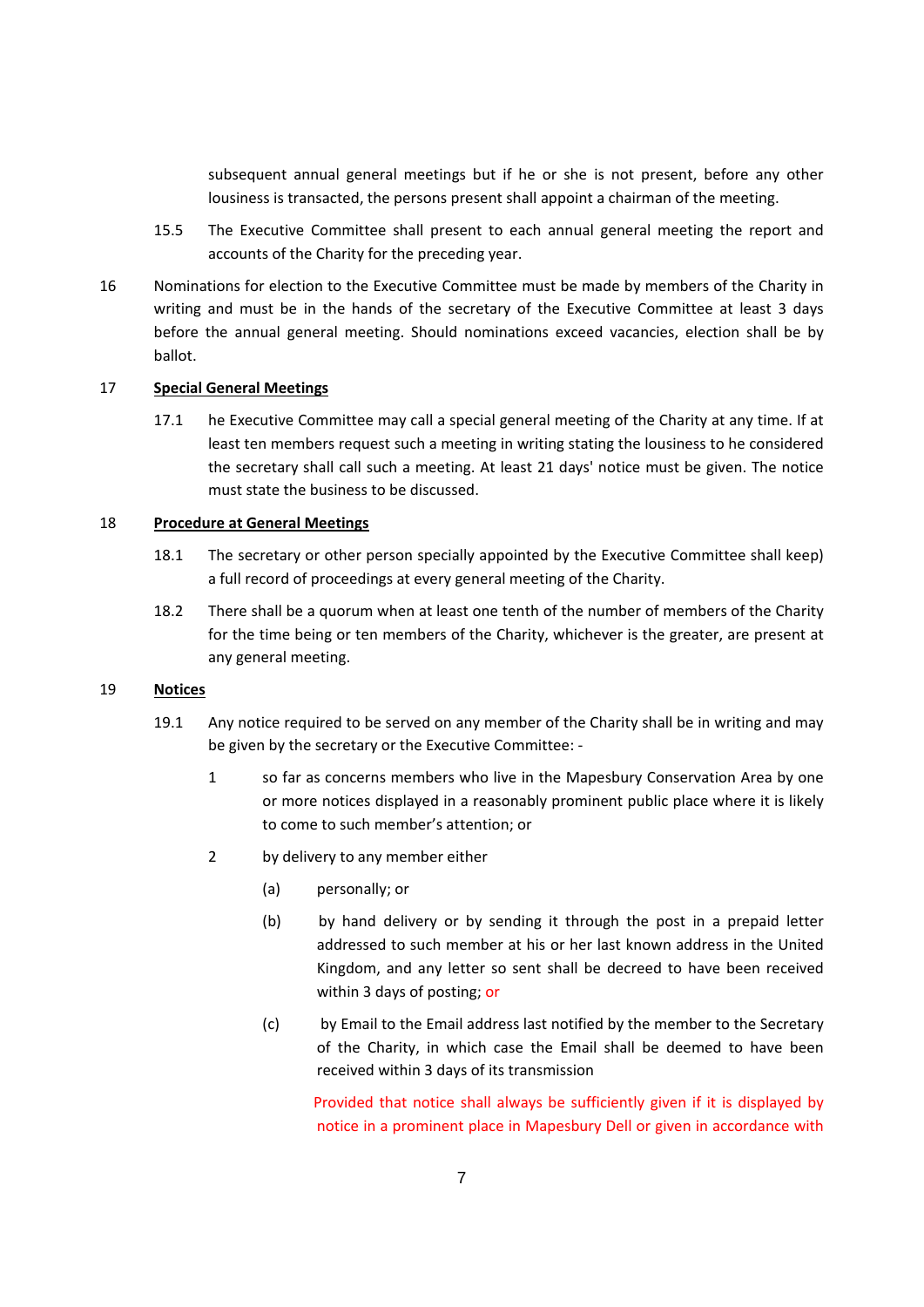subsequent annual general meetings but if he or she is not present, before any other lousiness is transacted, the persons present shall appoint a chairman of the meeting.

15.5 The Executive Committee shall present to each annual general meeting the report and accounts of the Charity for the preceding year.

16 Nominations for election to the Executive Committee must be made by members of the Charity in writing and must be in the hands of the secretary of the Executive Committee at least 3 days before the annual general meeting. Should nominations exceed vacancies, election shall be by ballot.

17 **Special General Meetings**

17.1 he Executive Committee may call a special general meeting of the Charity at any time. If at least ten members request such a meeting in writing stating the lousiness to he considered the secretary shall call such a meeting. At least 21 days' notice must be given. The notice must state the business to be discussed.

18 **Procedure at General Meetings**

18.1 The secretary or other person specially appointed by the Executive Committee shall keep) a full record of proceedings at every general meeting of the Charity.

18.2 There shall be a quorum when at least one tenth of the number of members of the Charity for the time being or ten members of the Charity, whichever is the greater, are present at any general meeting.

19 **Notices**

19.1 Any notice required to be served on any member of the Charity shall be in writing and may be given by the secretary or the Executive Committee: -

1 so far as concerns members who live in the Mapesbury Conservation Area by one or more notices displayed in a reasonably prominent public place where it is likely to come to such member's attention; or

2 by delivery to any member either

(a) personally; or

(b) by hand delivery or by sending it through the post in a prepaid letter addressed to such member at his or her last known address in the United Kingdom, and any letter so sent shall be decreed to have been received within 3 days of posting; or

(c) by Email to the Email address last notified by the member to the Secretary of the Charity, in which case the Email shall be deemed to have been received within 3 days of its transmission

Provided that notice shall always be sufficiently given if it is displayed by notice in a prominent place in Mapesbury Dell or given in accordance with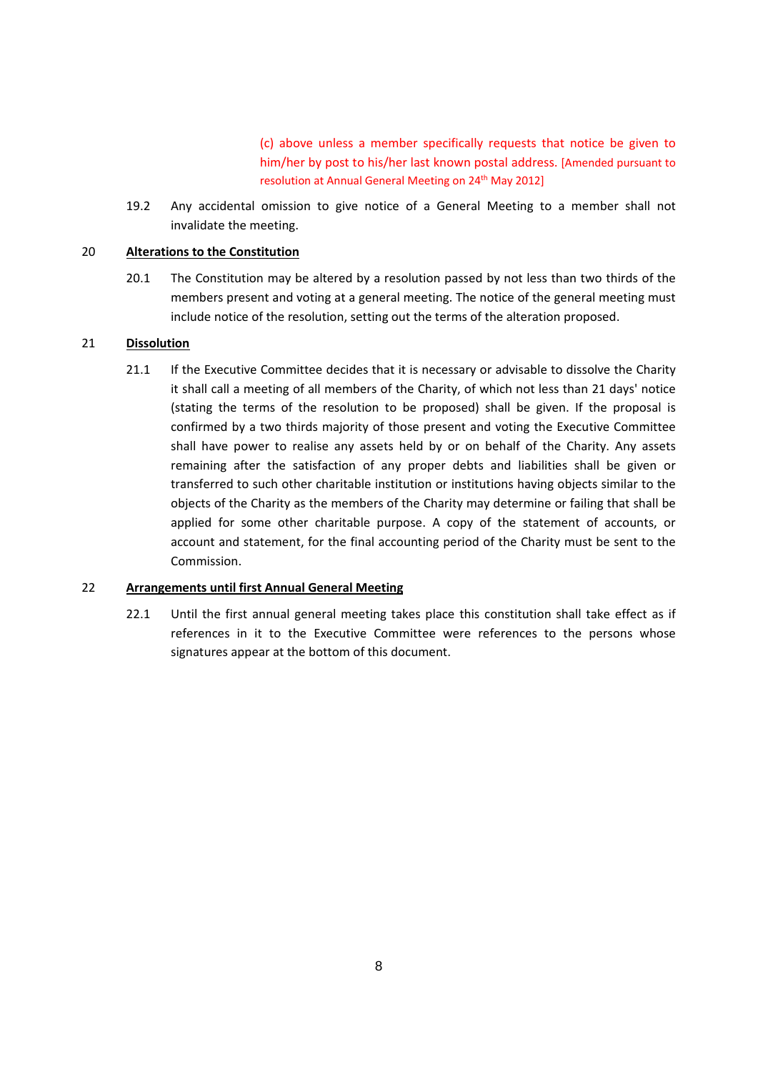(c) above unless a member specifically requests that notice be given to him/her by post to his/her last known postal address. [Amended pursuant to resolution at Annual General Meeting on 24th May 2012]

19.2 Any accidental omission to give notice of a General Meeting to a member shall not invalidate the meeting.

## 20 Alterations to the Constitution

20.1 The Constitution may be altered by a resolution passed by not less than two thirds of the members present and voting at a general meeting. The notice of the general meeting must include notice of the resolution, setting out the terms of the alteration proposed.

## 21 Dissolution

21.1 If the Executive Committee decides that it is necessary or advisable to dissolve the Charity it shall call a meeting of all members of the Charity, of which not less than 21 days' notice (stating the terms of the resolution to be proposed) shall be given. If the proposal is confirmed by a two thirds majority of those present and voting the Executive Committee shall have power to realise any assets held by or on behalf of the Charity. Any assets remaining after the satisfaction of any proper debts and liabilities shall be given or transferred to such other charitable institution or institutions having objects similar to the objects of the Charity as the members of the Charity may determine or failing that shall be applied for some other charitable purpose. A copy of the statement of accounts, or account and statement, for the final accounting period of the Charity must be sent to the Commission.

## 22 Arrangements until first Annual General Meeting

22.1 Until the first annual general meeting takes place this constitution shall take effect as if references in it to the Executive Committee were references to the persons whose signatures appear at the bottom of this document.